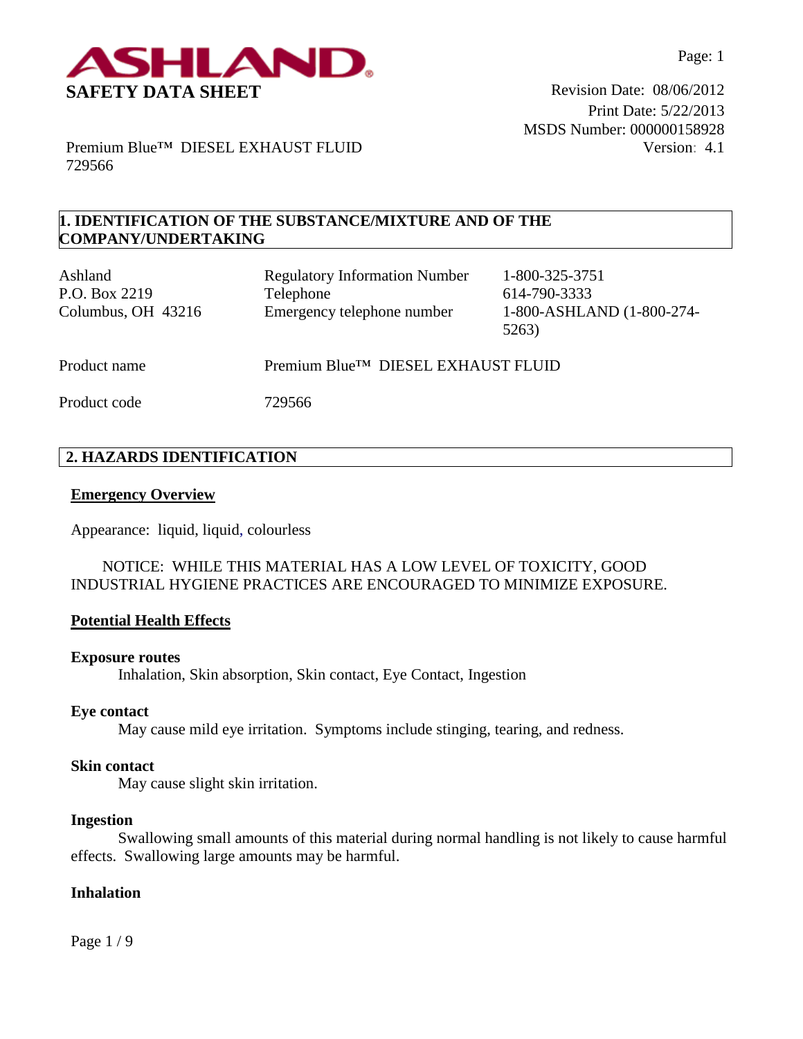**ASHLAND**

# SAFETY DATA SHEET

Revision Date: 08/06/2012
Print Date: 5/22/2013
MSDS Number: 000000158928
Version: 4.1

Premium Blue™ DIESEL EXHAUST FLUID
729566

## 1. IDENTIFICATION OF THE SUBSTANCE/MIXTURE AND OF THE COMPANY/UNDERTAKING

| | | |
|---|---|---|
| Ashland | Regulatory Information Number | 1-800-325-3751 |
| P.O. Box 2219 | Telephone | 614-790-3333 |
| Columbus, OH 43216 | Emergency telephone number | 1-800-ASHLAND (1-800-274-5263) |

| | |
|---|---|
| Product name | Premium Blue™ DIESEL EXHAUST FLUID |
| Product code | 729566 |

## 2. HAZARDS IDENTIFICATION

### Emergency Overview

Appearance: liquid, liquid, colourless

NOTICE: WHILE THIS MATERIAL HAS A LOW LEVEL OF TOXICITY, GOOD INDUSTRIAL HYGIENE PRACTICES ARE ENCOURAGED TO MINIMIZE EXPOSURE.

### Potential Health Effects

**Exposure routes**

Inhalation, Skin absorption, Skin contact, Eye Contact, Ingestion

**Eye contact**

May cause mild eye irritation. Symptoms include stinging, tearing, and redness.

**Skin contact**

May cause slight skin irritation.

**Ingestion**

Swallowing small amounts of this material during normal handling is not likely to cause harmful effects. Swallowing large amounts may be harmful.

**Inhalation**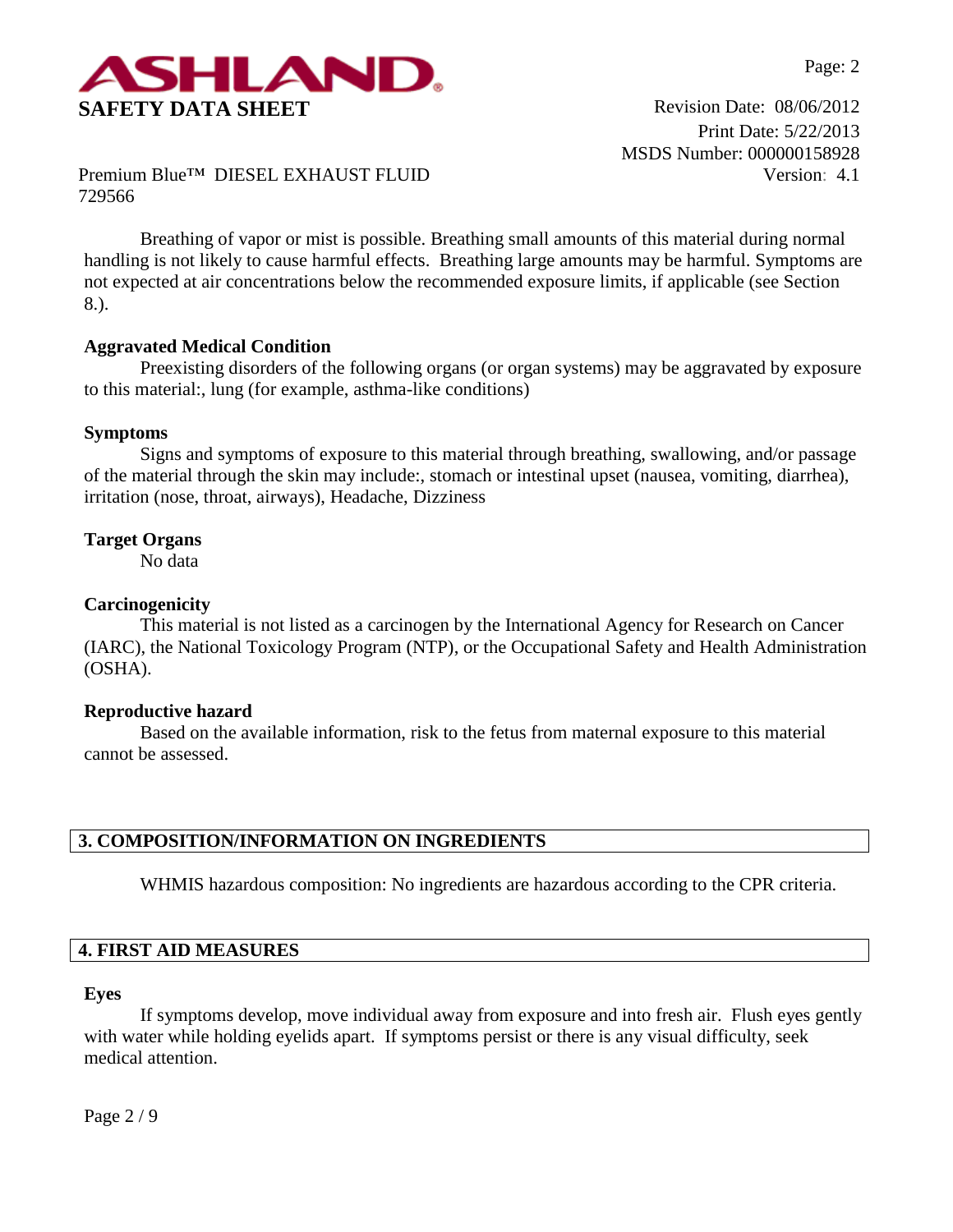Breathing of vapor or mist is possible. Breathing small amounts of this material during normal handling is not likely to cause harmful effects. Breathing large amounts may be harmful. Symptoms are not expected at air concentrations below the recommended exposure limits, if applicable (see Section 8.).

**Aggravated Medical Condition**

Preexisting disorders of the following organs (or organ systems) may be aggravated by exposure to this material:, lung (for example, asthma-like conditions)

**Symptoms**

Signs and symptoms of exposure to this material through breathing, swallowing, and/or passage of the material through the skin may include:, stomach or intestinal upset (nausea, vomiting, diarrhea), irritation (nose, throat, airways), Headache, Dizziness

**Target Organs**

No data

**Carcinogenicity**

This material is not listed as a carcinogen by the International Agency for Research on Cancer (IARC), the National Toxicology Program (NTP), or the Occupational Safety and Health Administration (OSHA).

**Reproductive hazard**

Based on the available information, risk to the fetus from maternal exposure to this material cannot be assessed.

## 3. COMPOSITION/INFORMATION ON INGREDIENTS

WHMIS hazardous composition: No ingredients are hazardous according to the CPR criteria.

## 4. FIRST AID MEASURES

**Eyes**

If symptoms develop, move individual away from exposure and into fresh air. Flush eyes gently with water while holding eyelids apart. If symptoms persist or there is any visual difficulty, seek medical attention.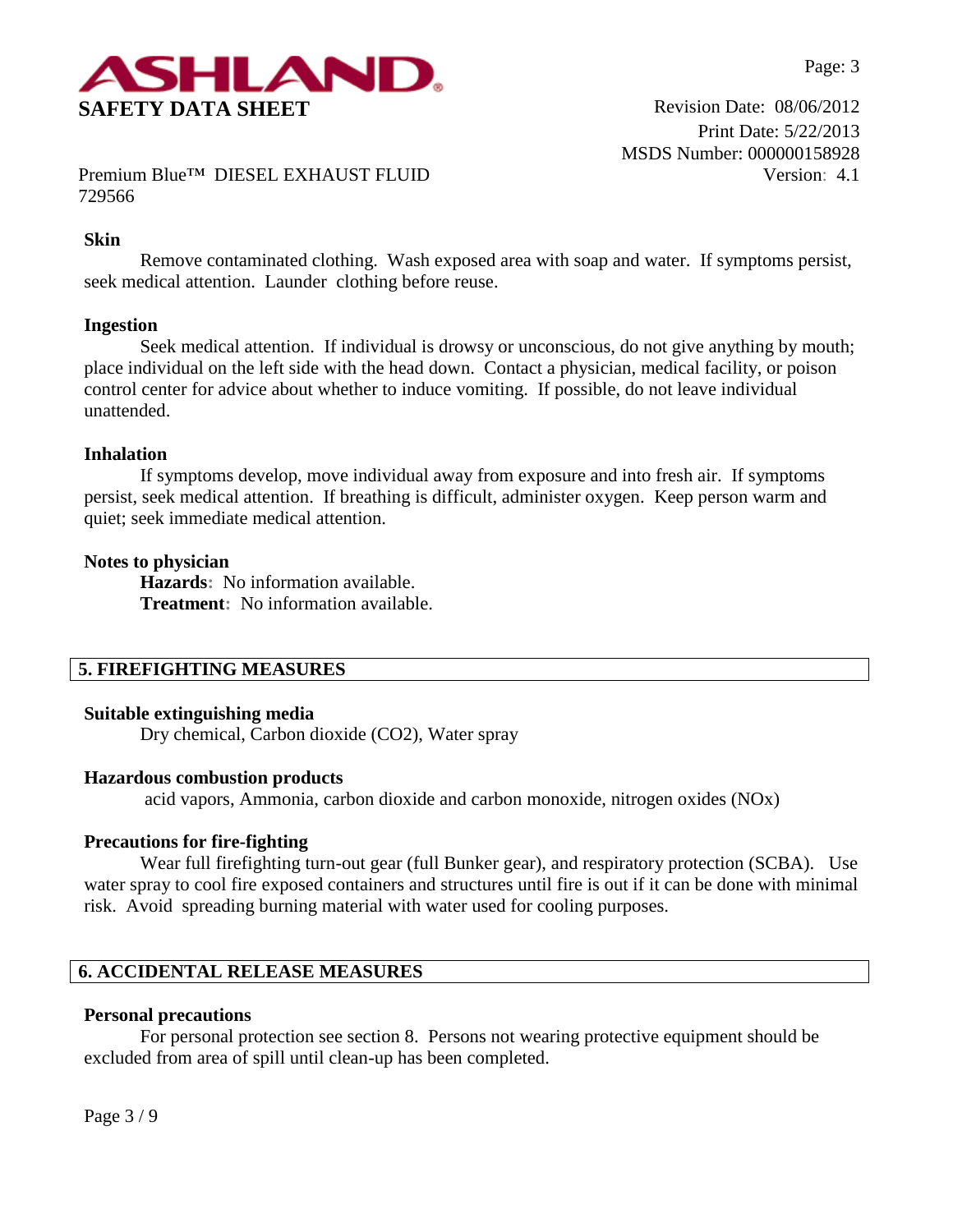**Skin**

Remove contaminated clothing. Wash exposed area with soap and water. If symptoms persist, seek medical attention. Launder clothing before reuse.

**Ingestion**

Seek medical attention. If individual is drowsy or unconscious, do not give anything by mouth; place individual on the left side with the head down. Contact a physician, medical facility, or poison control center for advice about whether to induce vomiting. If possible, do not leave individual unattended.

**Inhalation**

If symptoms develop, move individual away from exposure and into fresh air. If symptoms persist, seek medical attention. If breathing is difficult, administer oxygen. Keep person warm and quiet; seek immediate medical attention.

**Notes to physician**

**Hazards**: No information available.
**Treatment**: No information available.

## 5. FIREFIGHTING MEASURES

**Suitable extinguishing media**

Dry chemical, Carbon dioxide ($CO_2$), Water spray

**Hazardous combustion products**

acid vapors, Ammonia, carbon dioxide and carbon monoxide, nitrogen oxides ($NO_x$)

**Precautions for fire-fighting**

Wear full firefighting turn-out gear (full Bunker gear), and respiratory protection (SCBA). Use water spray to cool fire exposed containers and structures until fire is out if it can be done with minimal risk. Avoid spreading burning material with water used for cooling purposes.

## 6. ACCIDENTAL RELEASE MEASURES

**Personal precautions**

For personal protection see section 8. Persons not wearing protective equipment should be excluded from area of spill until clean-up has been completed.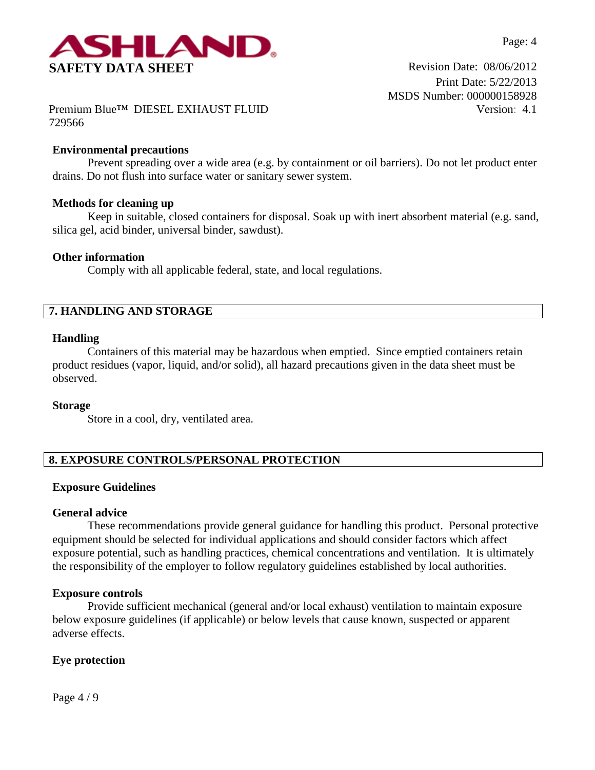**Environmental precautions**

Prevent spreading over a wide area (e.g. by containment or oil barriers). Do not let product enter drains. Do not flush into surface water or sanitary sewer system.

**Methods for cleaning up**

Keep in suitable, closed containers for disposal. Soak up with inert absorbent material (e.g. sand, silica gel, acid binder, universal binder, sawdust).

**Other information**

Comply with all applicable federal, state, and local regulations.

## 7. HANDLING AND STORAGE

**Handling**

Containers of this material may be hazardous when emptied. Since emptied containers retain product residues (vapor, liquid, and/or solid), all hazard precautions given in the data sheet must be observed.

**Storage**

Store in a cool, dry, ventilated area.

## 8. EXPOSURE CONTROLS/PERSONAL PROTECTION

**Exposure Guidelines**

**General advice**

These recommendations provide general guidance for handling this product. Personal protective equipment should be selected for individual applications and should consider factors which affect exposure potential, such as handling practices, chemical concentrations and ventilation. It is ultimately the responsibility of the employer to follow regulatory guidelines established by local authorities.

**Exposure controls**

Provide sufficient mechanical (general and/or local exhaust) ventilation to maintain exposure below exposure guidelines (if applicable) or below levels that cause known, suspected or apparent adverse effects.

**Eye protection**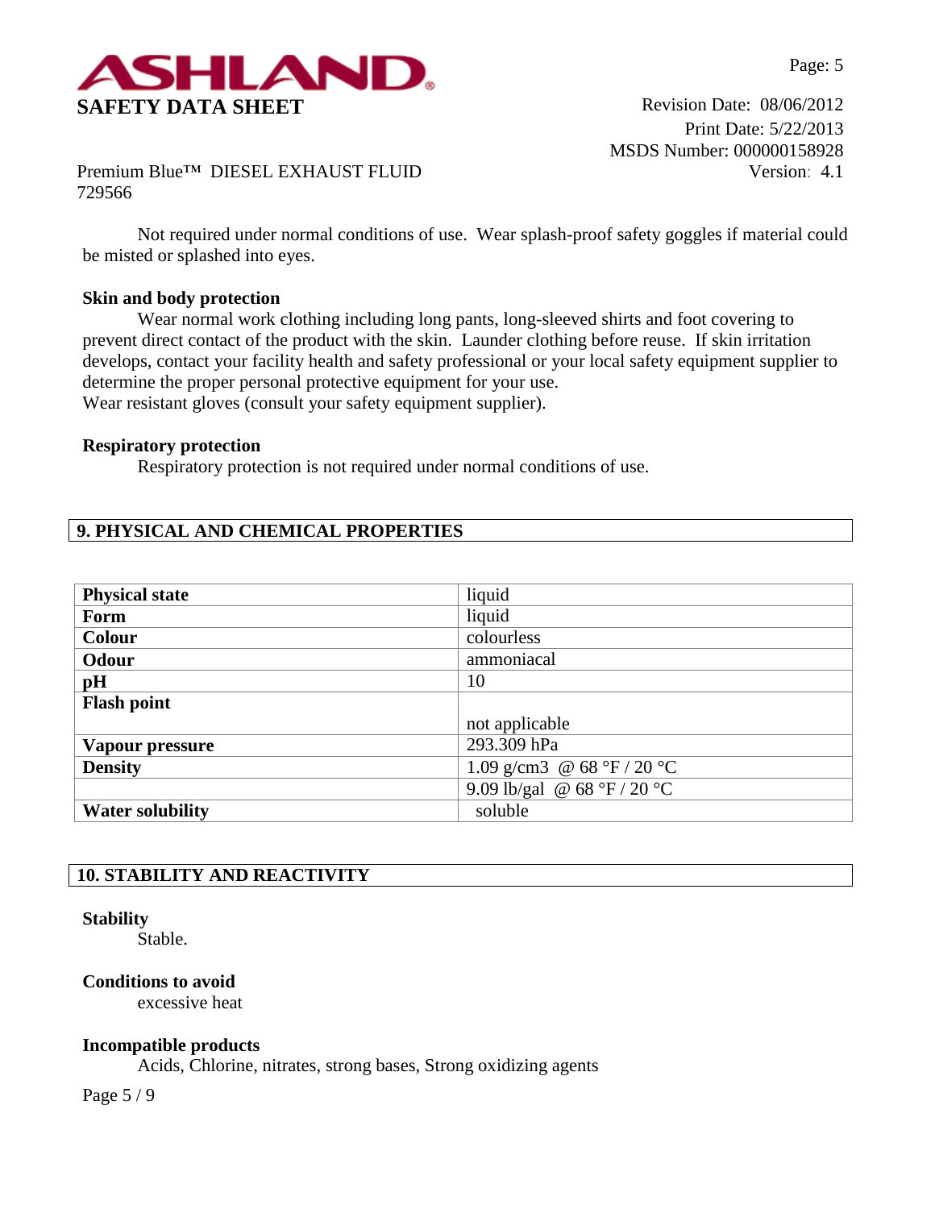Not required under normal conditions of use. Wear splash-proof safety goggles if material could be misted or splashed into eyes.

**Skin and body protection**

Wear normal work clothing including long pants, long-sleeved shirts and foot covering to prevent direct contact of the product with the skin. Launder clothing before reuse. If skin irritation develops, contact your facility health and safety professional or your local safety equipment supplier to determine the proper personal protective equipment for your use.
Wear resistant gloves (consult your safety equipment supplier).

**Respiratory protection**

Respiratory protection is not required under normal conditions of use.

## 9. PHYSICAL AND CHEMICAL PROPERTIES

| | |
|---|---|
| **Physical state** | liquid |
| **Form** | liquid |
| **Colour** | colourless |
| **Odour** | ammoniacal |
| **pH** | 10 |
| **Flash point** | not applicable |
| **Vapour pressure** | 293.309 hPa |
| **Density** | 1.09 g/cm3 @ 68 °F / 20 °C |
| | 9.09 lb/gal @ 68 °F / 20 °C |
| **Water solubility** | soluble |

## 10. STABILITY AND REACTIVITY

**Stability**

Stable.

**Conditions to avoid**

excessive heat

**Incompatible products**

Acids, Chlorine, nitrates, strong bases, Strong oxidizing agents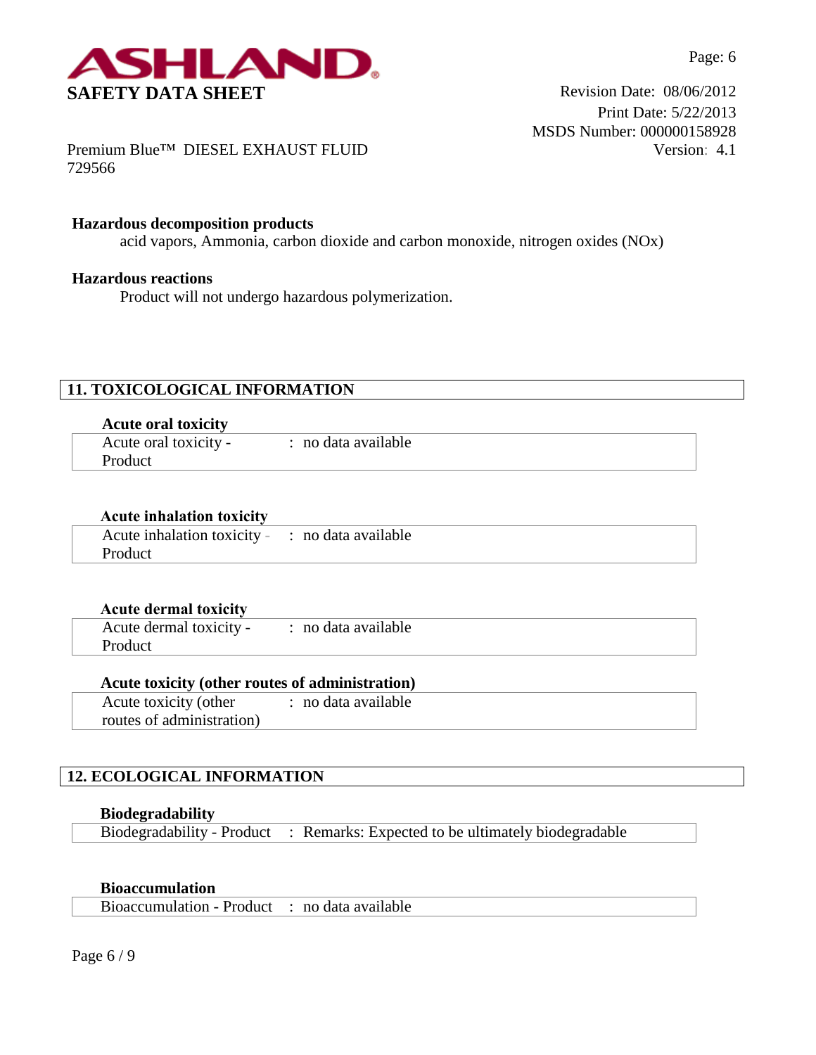**Hazardous decomposition products**

acid vapors, Ammonia, carbon dioxide and carbon monoxide, nitrogen oxides (NOx)

**Hazardous reactions**

Product will not undergo hazardous polymerization.

## 11. TOXICOLOGICAL INFORMATION

**Acute oral toxicity**

| Acute oral toxicity - Product | : no data available |
|---|---|

**Acute inhalation toxicity**

| Acute inhalation toxicity - Product | : no data available |
|---|---|

**Acute dermal toxicity**

| Acute dermal toxicity - Product | : no data available |
|---|---|

**Acute toxicity (other routes of administration)**

| Acute toxicity (other routes of administration) | : no data available |
|---|---|

## 12. ECOLOGICAL INFORMATION

**Biodegradability**

| Biodegradability - Product | : Remarks: Expected to be ultimately biodegradable |
|---|---|

**Bioaccumulation**

| Bioaccumulation - Product | : no data available |
|---|---|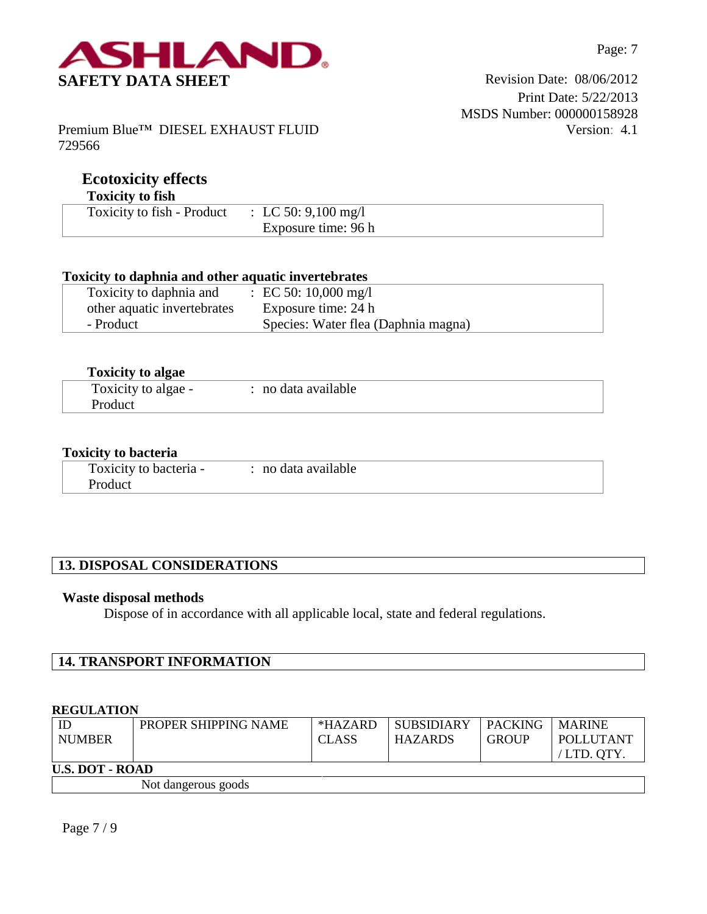## Ecotoxicity effects

**Toxicity to fish**

| | |
|---|---|
| Toxicity to fish - Product | : LC 50: 9,100 mg/l<br>Exposure time: 96 h |

**Toxicity to daphnia and other aquatic invertebrates**

| | |
|---|---|
| Toxicity to daphnia and other aquatic invertebrates - Product | : EC 50: 10,000 mg/l<br>Exposure time: 24 h<br>Species: Water flea (Daphnia magna) |

**Toxicity to algae**

| | |
|---|---|
| Toxicity to algae - Product | : no data available |

**Toxicity to bacteria**

| | |
|---|---|
| Toxicity to bacteria - Product | : no data available |

## 13. DISPOSAL CONSIDERATIONS

**Waste disposal methods**

Dispose of in accordance with all applicable local, state and federal regulations.

## 14. TRANSPORT INFORMATION

**REGULATION**

| ID NUMBER | PROPER SHIPPING NAME | *HAZARD CLASS | SUBSIDIARY HAZARDS | PACKING GROUP | MARINE POLLUTANT / LTD. QTY. |
|---|---|---|---|---|---|
| **U.S. DOT - ROAD** | | | | | |
| | Not dangerous goods | | | | |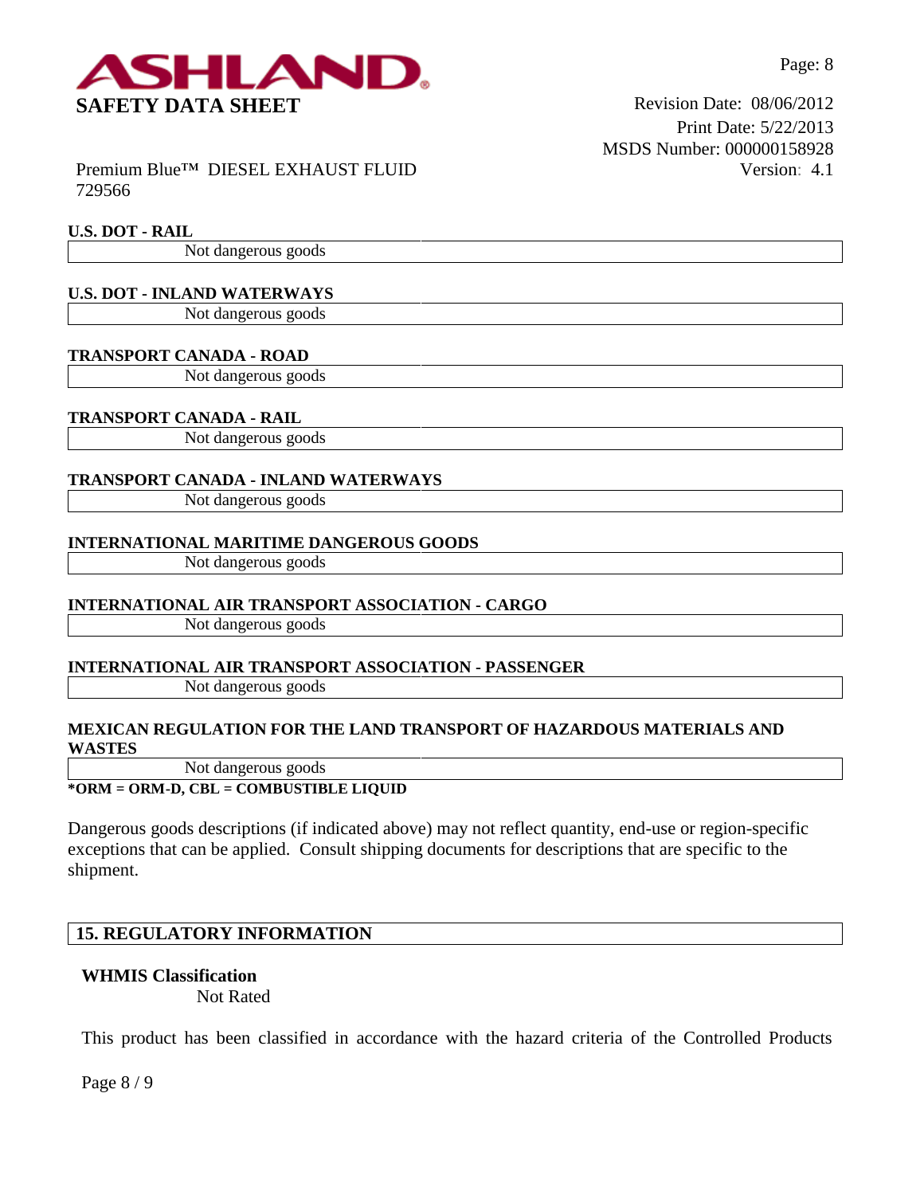**U.S. DOT - RAIL**

Not dangerous goods

**U.S. DOT - INLAND WATERWAYS**

Not dangerous goods

**TRANSPORT CANADA - ROAD**

Not dangerous goods

**TRANSPORT CANADA - RAIL**

Not dangerous goods

**TRANSPORT CANADA - INLAND WATERWAYS**

Not dangerous goods

**INTERNATIONAL MARITIME DANGEROUS GOODS**

Not dangerous goods

**INTERNATIONAL AIR TRANSPORT ASSOCIATION - CARGO**

Not dangerous goods

**INTERNATIONAL AIR TRANSPORT ASSOCIATION - PASSENGER**

Not dangerous goods

**MEXICAN REGULATION FOR THE LAND TRANSPORT OF HAZARDOUS MATERIALS AND WASTES**

Not dangerous goods

**\*ORM = ORM-D, CBL = COMBUSTIBLE LIQUID**

Dangerous goods descriptions (if indicated above) may not reflect quantity, end-use or region-specific exceptions that can be applied. Consult shipping documents for descriptions that are specific to the shipment.

## 15. REGULATORY INFORMATION

**WHMIS Classification**

Not Rated

This product has been classified in accordance with the hazard criteria of the Controlled Products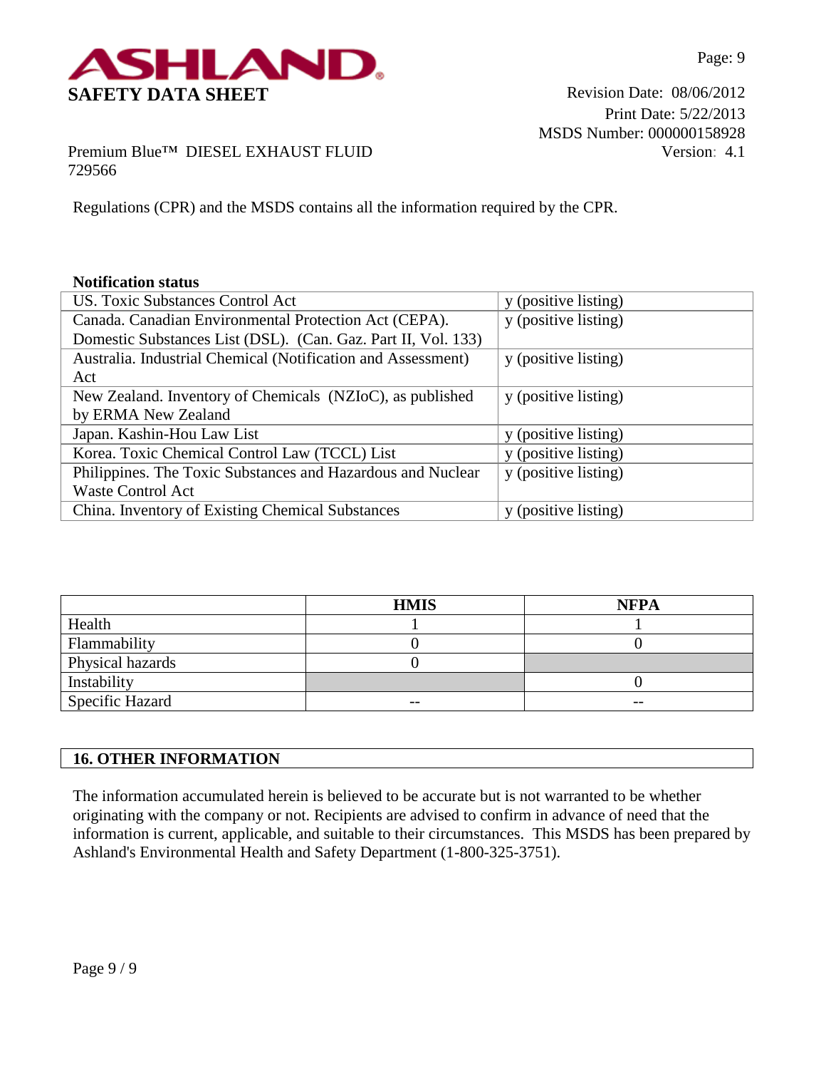Regulations (CPR) and the MSDS contains all the information required by the CPR.

**Notification status**

| | |
|---|---|
| US. Toxic Substances Control Act | y (positive listing) |
| Canada. Canadian Environmental Protection Act (CEPA). Domestic Substances List (DSL). (Can. Gaz. Part II, Vol. 133) | y (positive listing) |
| Australia. Industrial Chemical (Notification and Assessment) Act | y (positive listing) |
| New Zealand. Inventory of Chemicals (NZIoC), as published by ERMA New Zealand | y (positive listing) |
| Japan. Kashin-Hou Law List | y (positive listing) |
| Korea. Toxic Chemical Control Law (TCCL) List | y (positive listing) |
| Philippines. The Toxic Substances and Hazardous and Nuclear Waste Control Act | y (positive listing) |
| China. Inventory of Existing Chemical Substances | y (positive listing) |

| | HMIS | NFPA |
|---|---|---|
| Health | 1 | 1 |
| Flammability | 0 | 0 |
| Physical hazards | 0 | |
| Instability | | 0 |
| Specific Hazard | -- | -- |

## 16. OTHER INFORMATION

The information accumulated herein is believed to be accurate but is not warranted to be whether originating with the company or not. Recipients are advised to confirm in advance of need that the information is current, applicable, and suitable to their circumstances. This MSDS has been prepared by Ashland's Environmental Health and Safety Department (1-800-325-3751).